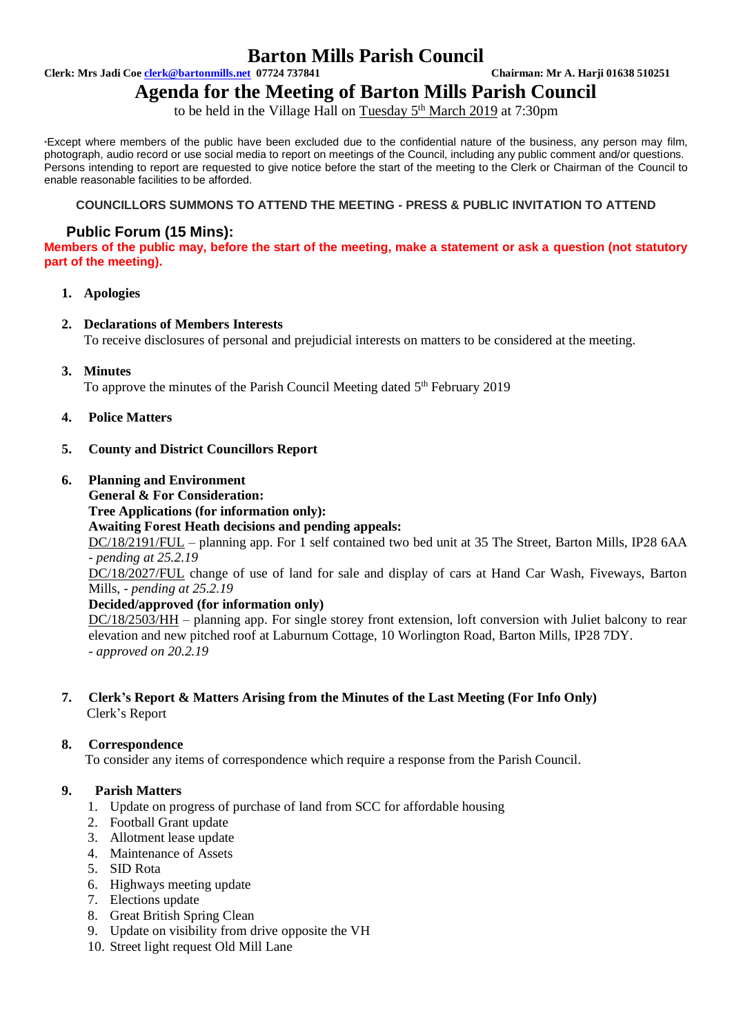# Barton Mills Parish Council

**Clerk: Mrs Jadi Coe clerk@bartonmills.net 07724 737841** **Chairman: Mr A. Harji 01638 510251**

## Agenda for the Meeting of Barton Mills Parish Council

to be held in the Village Hall on Tuesday 5th March 2019 at 7:30pm

*Except where members of the public have been excluded due to the confidential nature of the business, any person may film, photograph, audio record or use social media to report on meetings of the Council, including any public comment and/or questions. Persons intending to report are requested to give notice before the start of the meeting to the Clerk or Chairman of the Council to enable reasonable facilities to be afforded.

**COUNCILLORS SUMMONS TO ATTEND THE MEETING - PRESS & PUBLIC INVITATION TO ATTEND**

### Public Forum (15 Mins):

**Members of the public may, before the start of the meeting, make a statement or ask a question (not statutory part of the meeting).**

1. **Apologies**

2. **Declarations of Members Interests**
   To receive disclosures of personal and prejudicial interests on matters to be considered at the meeting.

3. **Minutes**
   To approve the minutes of the Parish Council Meeting dated 5th February 2019

4. **Police Matters**

5. **County and District Councillors Report**

6. **Planning and Environment**
   **General & For Consideration:**
   **Tree Applications (for information only):**
   **Awaiting Forest Heath decisions and pending appeals:**
   DC/18/2191/FUL – planning app. For 1 self contained two bed unit at 35 The Street, Barton Mills, IP28 6AA - *pending at 25.2.19*
   DC/18/2027/FUL change of use of land for sale and display of cars at Hand Car Wash, Fiveways, Barton Mills, - *pending at 25.2.19*
   **Decided/approved (for information only)**
   DC/18/2503/HH – planning app. For single storey front extension, loft conversion with Juliet balcony to rear elevation and new pitched roof at Laburnum Cottage, 10 Worlington Road, Barton Mills, IP28 7DY.
   - *approved on 20.2.19*

7. **Clerk's Report & Matters Arising from the Minutes of the Last Meeting (For Info Only)**
   Clerk's Report

8. **Correspondence**
   To consider any items of correspondence which require a response from the Parish Council.

9. **Parish Matters**
   1. Update on progress of purchase of land from SCC for affordable housing
   2. Football Grant update
   3. Allotment lease update
   4. Maintenance of Assets
   5. SID Rota
   6. Highways meeting update
   7. Elections update
   8. Great British Spring Clean
   9. Update on visibility from drive opposite the VH
   10. Street light request Old Mill Lane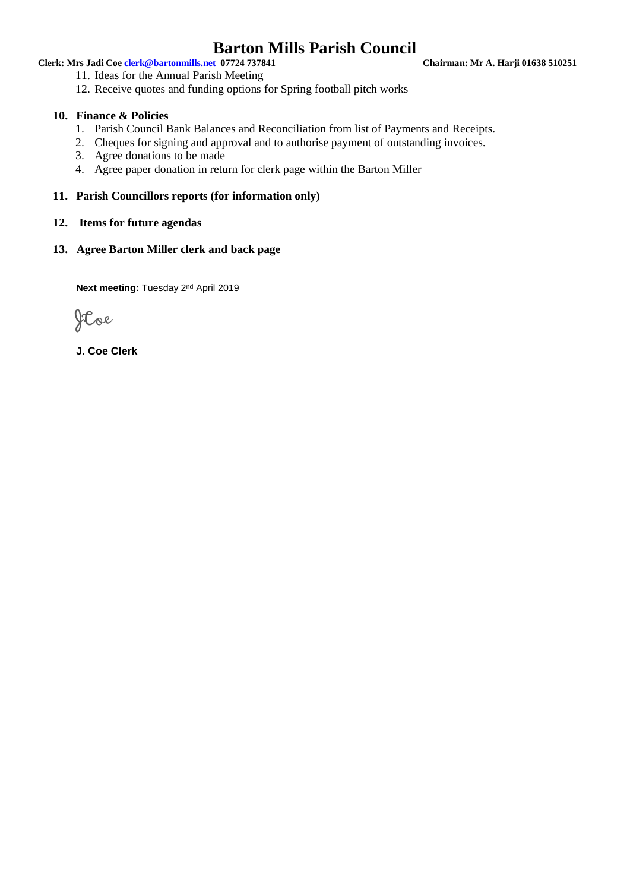# Barton Mills Parish Council

**Clerk: Mrs Jadi Coe clerk@bartonmills.net 07724 737841** **Chairman: Mr A. Harji 01638 510251**

11. Ideas for the Annual Parish Meeting
12. Receive quotes and funding options for Spring football pitch works

**10. Finance & Policies**

1. Parish Council Bank Balances and Reconciliation from list of Payments and Receipts.
2. Cheques for signing and approval and to authorise payment of outstanding invoices.
3. Agree donations to be made
4. Agree paper donation in return for clerk page within the Barton Miller

**11. Parish Councillors reports (for information only)**

**12. Items for future agendas**

**13. Agree Barton Miller clerk and back page**

**Next meeting:** Tuesday 2nd April 2019

JCoe

**J. Coe Clerk**